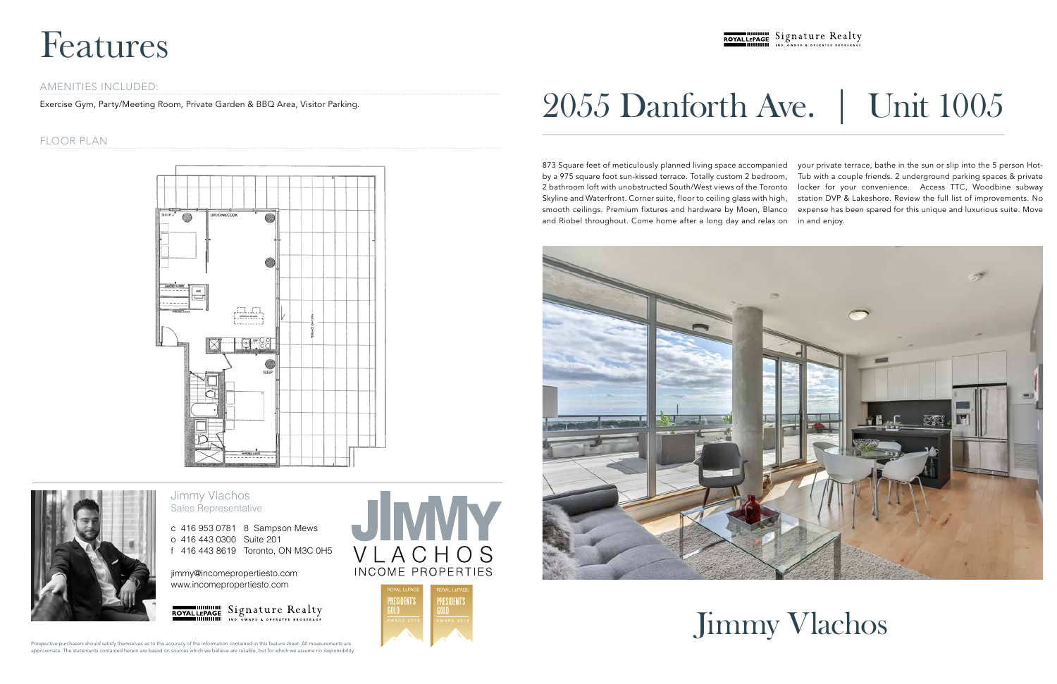# Features

## AMENITIES INCLUDED:

Exercise Gym, Party/Meeting Room, Private Garden & BBQ Area, Visitor Parking.

## FLOOR PLAN

Jimmy Vlachos
Sales Representative

c 416 953 0781 8 Sampson Mews
o 416 443 0300 Suite 201
f 416 443 8619 Toronto, ON M3C 0H5

jimmy@incomepropertiesto.com
www.incomepropertiesto.com

Signature Realty

JIMMY VLACHOS INCOME PROPERTIES

Prospective purchasers should satisfy themselves as to the accuracy of the information contained in this feature sheet. All measurements are approximate. The statements contained herein are based on sources which we believe are reliable, but for which we assume no responsibility.

# 2055 Danforth Ave. | Unit 1005

873 Square feet of meticulously planned living space accompanied by a 975 square foot sun-kissed terrace. Totally custom 2 bedroom, 2 bathroom loft with unobstructed South/West views of the Toronto Skyline and Waterfront. Corner suite, floor to ceiling glass with high, smooth ceilings. Premium fixtures and hardware by Moen, Blanco and Riobel throughout. Come home after a long day and relax on your private terrace, bathe in the sun or slip into the 5 person Hot-Tub with a couple friends. 2 underground parking spaces & private locker for your convenience. Access TTC, Woodbine subway station DVP & Lakeshore. Review the full list of improvements. No expense has been spared for this unique and luxurious suite. Move in and enjoy.

Jimmy Vlachos